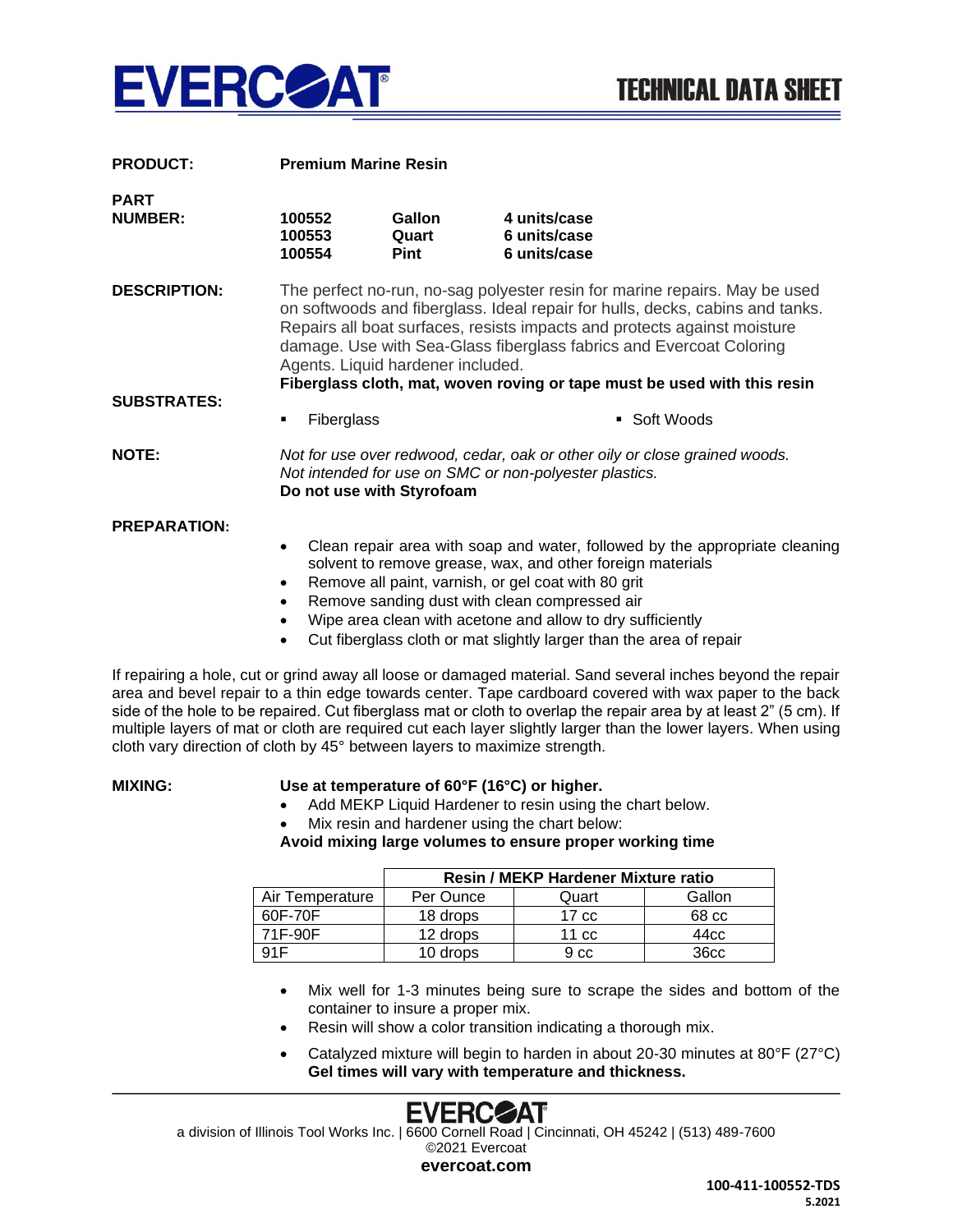# EVERCOAT

## TECHNICAL DATA SHEET

**PRODUCT:** **Premium Marine Resin**

**PART NUMBER:**

| | | |
|---|---|---|
| **100552** | **Gallon** | **4 units/case** |
| **100553** | **Quart** | **6 units/case** |
| **100554** | **Pint** | **6 units/case** |

**DESCRIPTION:** The perfect no-run, no-sag polyester resin for marine repairs. May be used on softwoods and fiberglass. Ideal repair for hulls, decks, cabins and tanks. Repairs all boat surfaces, resists impacts and protects against moisture damage. Use with Sea-Glass fiberglass fabrics and Evercoat Coloring Agents. Liquid hardener included.
**Fiberglass cloth, mat, woven roving or tape must be used with this resin**

**SUBSTRATES:**

- Fiberglass
- Soft Woods

**NOTE:** *Not for use over redwood, cedar, oak or other oily or close grained woods.*
*Not intended for use on SMC or non-polyester plastics.*
**Do not use with Styrofoam**

**PREPARATION:**

- Clean repair area with soap and water, followed by the appropriate cleaning solvent to remove grease, wax, and other foreign materials
- Remove all paint, varnish, or gel coat with 80 grit
- Remove sanding dust with clean compressed air
- Wipe area clean with acetone and allow to dry sufficiently
- Cut fiberglass cloth or mat slightly larger than the area of repair

If repairing a hole, cut or grind away all loose or damaged material. Sand several inches beyond the repair area and bevel repair to a thin edge towards center. Tape cardboard covered with wax paper to the back side of the hole to be repaired. Cut fiberglass mat or cloth to overlap the repair area by at least 2" (5 cm). If multiple layers of mat or cloth are required cut each layer slightly larger than the lower layers. When using cloth vary direction of cloth by 45° between layers to maximize strength.

**MIXING:** **Use at temperature of 60°F (16°C) or higher.**

- Add MEKP Liquid Hardener to resin using the chart below.
- Mix resin and hardener using the chart below:

**Avoid mixing large volumes to ensure proper working time**

| | **Resin / MEKP Hardener Mixture ratio** | | |
|---|---|---|---|
| Air Temperature | Per Ounce | Quart | Gallon |
| 60F-70F | 18 drops | 17 cc | 68 cc |
| 71F-90F | 12 drops | 11 cc | 44cc |
| 91F | 10 drops | 9 cc | 36cc |

- Mix well for 1-3 minutes being sure to scrape the sides and bottom of the container to insure a proper mix.
- Resin will show a color transition indicating a thorough mix.
- Catalyzed mixture will begin to harden in about 20-30 minutes at 80°F (27°C) **Gel times will vary with temperature and thickness.**

EVERCOAT
a division of Illinois Tool Works Inc. | 6600 Cornell Road | Cincinnati, OH 45242 | (513) 489-7600
©2021 Evercoat
**evercoat.com**

**100-411-100552-TDS**
**5.2021**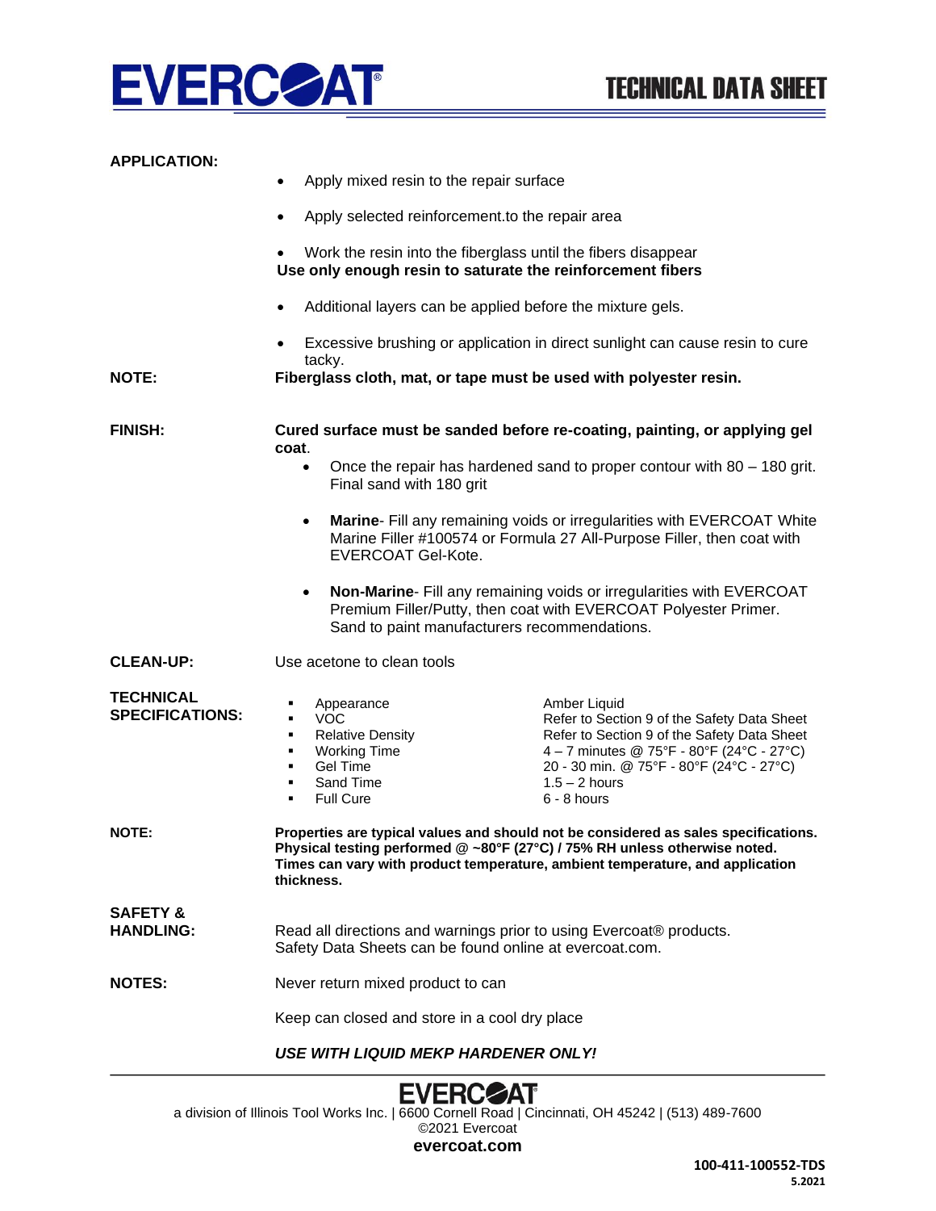**APPLICATION:**

- Apply mixed resin to the repair surface
- Apply selected reinforcement.to the repair area
- Work the resin into the fiberglass until the fibers disappear

**Use only enough resin to saturate the reinforcement fibers**

- Additional layers can be applied before the mixture gels.
- Excessive brushing or application in direct sunlight can cause resin to cure tacky.

**NOTE:** **Fiberglass cloth, mat, or tape must be used with polyester resin.**

**FINISH:** **Cured surface must be sanded before re-coating, painting, or applying gel coat**.

- Once the repair has hardened sand to proper contour with 80 – 180 grit. Final sand with 180 grit
- **Marine**- Fill any remaining voids or irregularities with EVERCOAT White Marine Filler #100574 or Formula 27 All-Purpose Filler, then coat with EVERCOAT Gel-Kote.
- **Non-Marine**- Fill any remaining voids or irregularities with EVERCOAT Premium Filler/Putty, then coat with EVERCOAT Polyester Primer. Sand to paint manufacturers recommendations.

**CLEAN-UP:** Use acetone to clean tools

**TECHNICAL SPECIFICATIONS:**

| | |
|---|---|
| Appearance | Amber Liquid |
| VOC | Refer to Section 9 of the Safety Data Sheet |
| Relative Density | Refer to Section 9 of the Safety Data Sheet |
| Working Time | 4 – 7 minutes @ 75°F - 80°F (24°C - 27°C) |
| Gel Time | 20 - 30 min. @ 75°F - 80°F (24°C - 27°C) |
| Sand Time | 1.5 – 2 hours |
| Full Cure | 6 - 8 hours |

**NOTE:** **Properties are typical values and should not be considered as sales specifications. Physical testing performed @ ~80°F (27°C) / 75% RH unless otherwise noted. Times can vary with product temperature, ambient temperature, and application thickness.**

**SAFETY & HANDLING:** Read all directions and warnings prior to using Evercoat® products. Safety Data Sheets can be found online at evercoat.com.

**NOTES:** Never return mixed product to can

Keep can closed and store in a cool dry place

***USE WITH LIQUID MEKP HARDENER ONLY!***

EVERCOAT

a division of Illinois Tool Works Inc. | 6600 Cornell Road | Cincinnati, OH 45242 | (513) 489-7600
©2021 Evercoat
**evercoat.com**

**100-411-100552-TDS**
**5.2021**